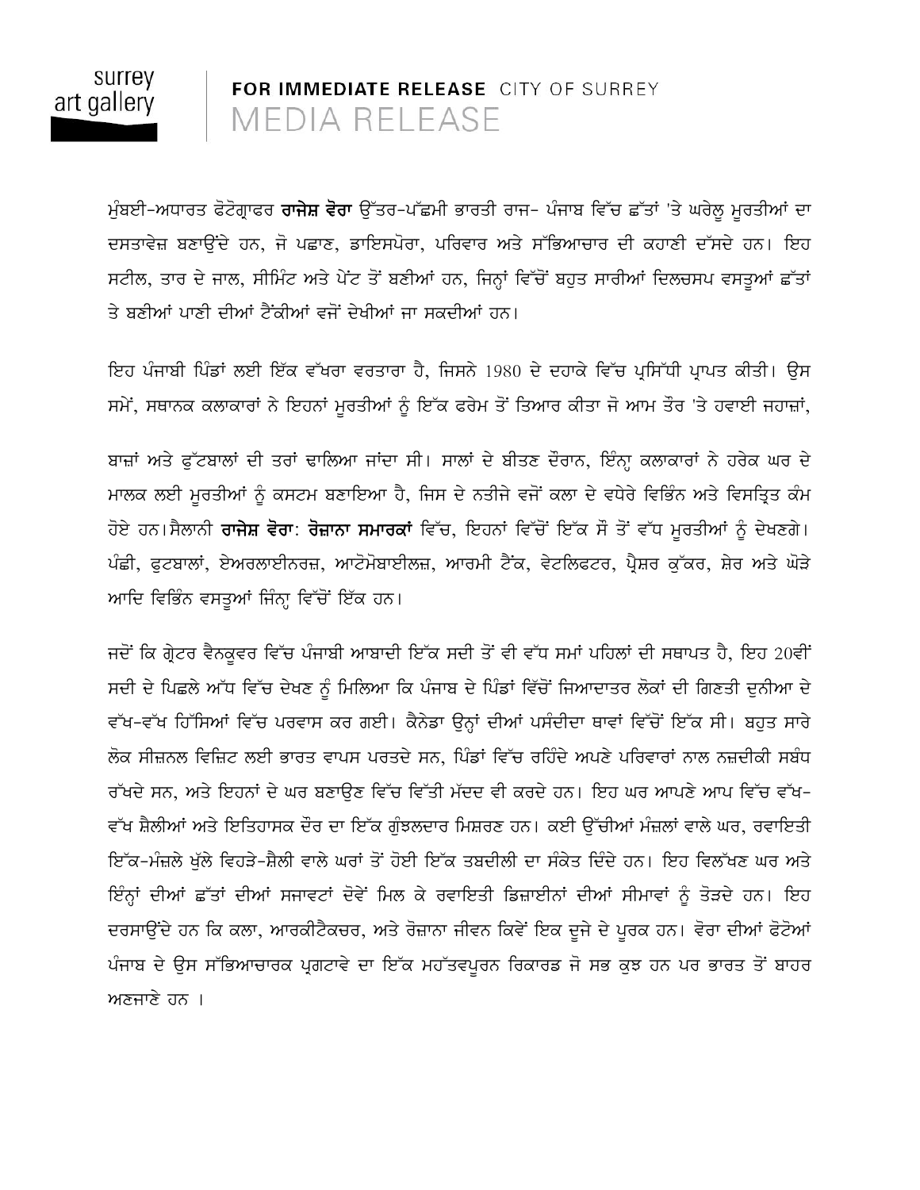surrey art gallery

**FOR IMMEDIATE RELEASE** CITY OF SURREY

# MEDIA RELEASE

ਮੁੰਬਈ-ਅਧਾਰਤ ਫੋਟੋਗ੍ਰਾਫਰ **ਰਾਜੇਸ਼ ਵੋਰਾ** ਉੱਤਰ-ਪੱਛਮੀ ਭਾਰਤੀ ਰਾਜ- ਪੰਜਾਬ ਵਿੱਚ ਛੱਤਾਂ 'ਤੇ ਘਰੇਲੂ ਮੂਰਤੀਆਂ ਦਾ ਦਸਤਾਵੇਜ਼ ਬਣਾਉਂਦੇ ਹਨ, ਜੋ ਪਛਾਣ, ਡਾਇਸਪੋਰਾ, ਪਰਿਵਾਰ ਅਤੇ ਸੱਭਿਆਚਾਰ ਦੀ ਕਹਾਣੀ ਦੱਸਦੇ ਹਨ। ਇਹ ਸਟੀਲ, ਤਾਰ ਦੇ ਜਾਲ, ਸੀਮਿੰਟ ਅਤੇ ਪੇਂਟ ਤੋਂ ਬਣੀਆਂ ਹਨ, ਜਿਨ੍ਹਾਂ ਵਿੱਚੋਂ ਬਹੁਤ ਸਾਰੀਆਂ ਦਿਲਚਸਪ ਵਸਤੂਆਂ ਛੱਤਾਂ ਤੇ ਬਣੀਆਂ ਪਾਣੀ ਦੀਆਂ ਟੈਂਕੀਆਂ ਵਜੋਂ ਦੇਖੀਆਂ ਜਾ ਸਕਦੀਆਂ ਹਨ।

ਇਹ ਪੰਜਾਬੀ ਪਿੰਡਾਂ ਲਈ ਇੱਕ ਵੱਖਰਾ ਵਰਤਾਰਾ ਹੈ, ਜਿਸਨੇ 1980 ਦੇ ਦਹਾਕੇ ਵਿੱਚ ਪ੍ਰਸਿੱਧੀ ਪ੍ਰਾਪਤ ਕੀਤੀ। ਉਸ ਸਮੇਂ, ਸਥਾਨਕ ਕਲਾਕਾਰਾਂ ਨੇ ਇਹਨਾਂ ਮੂਰਤੀਆਂ ਨੂੰ ਇੱਕ ਫਰੇਮ ਤੋਂ ਤਿਆਰ ਕੀਤਾ ਜੋ ਆਮ ਤੌਰ 'ਤੇ ਹਵਾਈ ਜਹਾਜ਼ਾਂ,

ਬਾਜ਼ਾਂ ਅਤੇ ਫੁੱਟਬਾਲਾਂ ਦੀ ਤਰਾਂ ਢਾਲਿਆ ਜਾਂਦਾ ਸੀ। ਸਾਲਾਂ ਦੇ ਬੀਤਣ ਦੌਰਾਨ, ਇੰਨ੍ਹਾ ਕਲਾਕਾਰਾਂ ਨੇ ਹਰੇਕ ਘਰ ਦੇ ਮਾਲਕ ਲਈ ਮੂਰਤੀਆਂ ਨੂੰ ਕਸਟਮ ਬਣਾਇਆ ਹੈ, ਜਿਸ ਦੇ ਨਤੀਜੇ ਵਜੋਂ ਕਲਾ ਦੇ ਵਧੇਰੇ ਵਿਭਿੰਨ ਅਤੇ ਵਿਸਤ੍ਰਿਤ ਕੰਮ ਹੋਏ ਹਨ।ਸੈਲਾਨੀ **ਰਾਜੇਸ਼ ਵੋਰਾ**: **ਰੋਜ਼ਾਨਾ ਸਮਾਰਕਾਂ** ਵਿੱਚ, ਇਹਨਾਂ ਵਿੱਚੋਂ ਇੱਕ ਸੌ ਤੋਂ ਵੱਧ ਮੂਰਤੀਆਂ ਨੂੰ ਦੇਖਣਗੇ। ਪੰਛੀ, ਫੁਟਬਾਲਾਂ, ਏਅਰਲਾਈਨਰਜ਼, ਆਟੋਮੋਬਾਈਲਜ਼, ਆਰਮੀ ਟੈਂਕ, ਵੇਟਲਿਫਟਰ, ਪ੍ਰੈਸ਼ਰ ਕੁੱਕਰ, ਸ਼ੇਰ ਅਤੇ ਘੋੜੇ ਆਦਿ ਵਿਭਿੰਨ ਵਸਤੂਆਂ ਜਿੰਨ੍ਹਾਂ ਵਿੱਚੋਂ ਇੱਕ ਹਨ।

ਜਦੋਂ ਕਿ ਗ੍ਰੇਟਰ ਵੈਨਕੂਵਰ ਵਿੱਚ ਪੰਜਾਬੀ ਆਬਾਦੀ ਇੱਕ ਸਦੀ ਤੋਂ ਵੀ ਵੱਧ ਸਮਾਂ ਪਹਿਲਾਂ ਦੀ ਸਥਾਪਤ ਹੈ, ਇਹ 20ਵੀਂ ਸਦੀ ਦੇ ਪਿਛਲੇ ਅੱਧ ਵਿੱਚ ਦੇਖਣ ਨੂੰ ਮਿਲਿਆ ਕਿ ਪੰਜਾਬ ਦੇ ਪਿੰਡਾਂ ਵਿੱਚੋਂ ਜਿਆਦਾਤਰ ਲੋਕਾਂ ਦੀ ਗਿਣਤੀ ਦੁਨੀਆ ਦੇ ਵੱਖ-ਵੱਖ ਹਿੱਸਿਆਂ ਵਿੱਚ ਪਰਵਾਸ ਕਰ ਗਈ। ਕੈਨੇਡਾ ਉਨ੍ਹਾਂ ਦੀਆਂ ਪਸੰਦੀਦਾ ਥਾਵਾਂ ਵਿੱਚੋਂ ਇੱਕ ਸੀ। ਬਹੁਤ ਸਾਰੇ ਲੋਕ ਸੀਜ਼ਨਲ ਵਿਜ਼ਿਟ ਲਈ ਭਾਰਤ ਵਾਪਸ ਪਰਤਦੇ ਸਨ, ਪਿੰਡਾਂ ਵਿੱਚ ਰਹਿੰਦੇ ਅਪਣੇ ਪਰਿਵਾਰਾਂ ਨਾਲ ਨਜ਼ਦੀਕੀ ਸਬੰਧ ਰੱਖਦੇ ਸਨ, ਅਤੇ ਇਹਨਾਂ ਦੇ ਘਰ ਬਣਾਉਣ ਵਿੱਚ ਵਿੱਤੀ ਮੱਦਦ ਵੀ ਕਰਦੇ ਹਨ। ਇਹ ਘਰ ਆਪਣੇ ਆਪ ਵਿੱਚ ਵੱਖ-ਵੱਖ ਸ਼ੈਲੀਆਂ ਅਤੇ ਇਤਿਹਾਸਕ ਦੌਰ ਦਾ ਇੱਕ ਗੁੰਝਲਦਾਰ ਮਿਸ਼ਰਣ ਹਨ। ਕਈ ਉੱਚੀਆਂ ਮੰਜ਼ਲਾਂ ਵਾਲੇ ਘਰ, ਰਵਾਇਤੀ ਇੱਕ-ਮੰਜ਼ਲੇ ਖੁੱਲੇ ਵਿਹੜੇ-ਸ਼ੈਲੀ ਵਾਲੇ ਘਰਾਂ ਤੋਂ ਹੋਈ ਇੱਕ ਤਬਦੀਲੀ ਦਾ ਸੰਕੇਤ ਦਿੰਦੇ ਹਨ। ਇਹ ਵਿਲੱਖਣ ਘਰ ਅਤੇ ਇੰਨ੍ਹਾਂ ਦੀਆਂ ਛੱਤਾਂ ਦੀਆਂ ਸਜਾਵਟਾਂ ਦੋਵੇਂ ਮਿਲ ਕੇ ਰਵਾਇਤੀ ਡਿਜ਼ਾਈਨਾਂ ਦੀਆਂ ਸੀਮਾਵਾਂ ਨੂੰ ਤੋੜਦੇ ਹਨ। ਇਹ ਦਰਸਾਉਂਦੇ ਹਨ ਕਿ ਕਲਾ, ਆਰਕੀਟੈਕਚਰ, ਅਤੇ ਰੋਜ਼ਾਨਾ ਜੀਵਨ ਕਿਵੇਂ ਇਕ ਦੂਜੇ ਦੇ ਪੂਰਕ ਹਨ। ਵੋਰਾ ਦੀਆਂ ਫੋਟੋਆਂ ਪੰਜਾਬ ਦੇ ਉਸ ਸੱਭਿਆਚਾਰਕ ਪ੍ਰਗਟਾਵੇ ਦਾ ਇੱਕ ਮਹੱਤਵਪੂਰਨ ਰਿਕਾਰਡ ਜੋ ਸਭ ਕੁਝ ਹਨ ਪਰ ਭਾਰਤ ਤੋਂ ਬਾਹਰ ਅਣਜਾਣੇ ਹਨ ।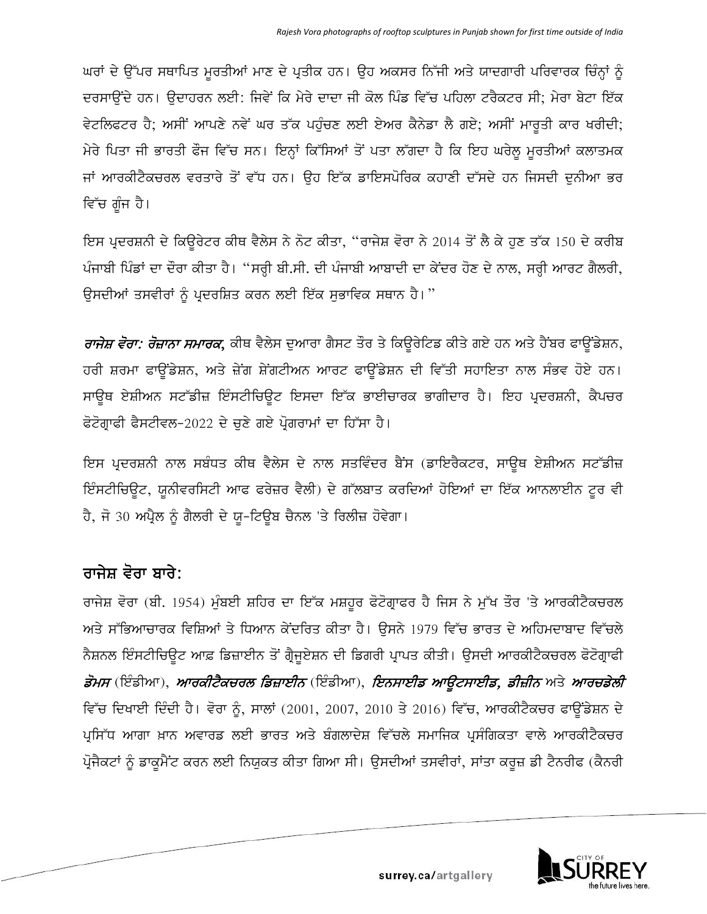ਘਰਾਂ ਦੇ ਉੱਪਰ ਸਥਾਪਿਤ ਮੂਰਤੀਆਂ ਮਾਣ ਦੇ ਪ੍ਰਤੀਕ ਹਨ। ਉਹ ਅਕਸਰ ਨਿੱਜੀ ਅਤੇ ਯਾਦਗਾਰੀ ਪਰਿਵਾਰਕ ਚਿੰਨ੍ਹਾਂ ਨੂੰ ਦਰਸਾਉਂਦੇ ਹਨ। ਉਦਾਹਰਨ ਲਈ: ਜਿਵੇਂ ਕਿ ਮੇਰੇ ਦਾਦਾ ਜੀ ਕੋਲ ਪਿੰਡ ਵਿੱਚ ਪਹਿਲਾ ਟਰੈਕਟਰ ਸੀ; ਮੇਰਾ ਬੇਟਾ ਇੱਕ ਵੇਟਲਿਫਟਰ ਹੈ; ਅਸੀਂ ਆਪਣੇ ਨਵੇਂ ਘਰ ਤੱਕ ਪਹੁੰਚਣ ਲਈ ਏਅਰ ਕੈਨੇਡਾ ਲੈ ਗਏ; ਅਸੀਂ ਮਾਰੂਤੀ ਕਾਰ ਖਰੀਦੀ; ਮੇਰੇ ਪਿਤਾ ਜੀ ਭਾਰਤੀ ਫੌਜ ਵਿੱਚ ਸਨ। ਇਨ੍ਹਾਂ ਕਿੱਸਿਆਂ ਤੋਂ ਪਤਾ ਲੱਗਦਾ ਹੈ ਕਿ ਇਹ ਘਰੇਲੂ ਮੂਰਤੀਆਂ ਕਲਾਤਮਕ ਜਾਂ ਆਰਕੀਟੈਕਚਰਲ ਵਰਤਾਰੇ ਤੋਂ ਵੱਧ ਹਨ। ਉਹ ਇੱਕ ਡਾਇਸਪੋਰਿਕ ਕਹਾਣੀ ਦੱਸਦੇ ਹਨ ਜਿਸਦੀ ਦੁਨੀਆ ਭਰ ਵਿੱਚ ਗੂੰਜ ਹੈ।

ਇਸ ਪ੍ਰਦਰਸ਼ਨੀ ਦੇ ਕਿਊਰੇਟਰ ਕੀਥ ਵੈਲੇਸ ਨੇ ਨੋਟ ਕੀਤਾ, "ਰਾਜੇਸ਼ ਵੋਰਾ ਨੇ 2014 ਤੋਂ ਲੈ ਕੇ ਹੁਣ ਤੱਕ 150 ਦੇ ਕਰੀਬ ਪੰਜਾਬੀ ਪਿੰਡਾਂ ਦਾ ਦੌਰਾ ਕੀਤਾ ਹੈ। "ਸਰ੍ਹੀ ਬੀ.ਸੀ. ਦੀ ਪੰਜਾਬੀ ਆਬਾਦੀ ਦਾ ਕੇਂਦਰ ਹੋਣ ਦੇ ਨਾਲ, ਸਰ੍ਹੀ ਆਰਟ ਗੈਲਰੀ, ਉਸਦੀਆਂ ਤਸਵੀਰਾਂ ਨੂੰ ਪ੍ਰਦਰਸ਼ਿਤ ਕਰਨ ਲਈ ਇੱਕ ਸੁਭਾਵਿਕ ਸਥਾਨ ਹੈ।"

***ਰਾਜੇਸ਼ ਵੋਰਾ: ਰੋਜ਼ਾਨਾ ਸਮਾਰਕ,*** ਕੀਥ ਵੈਲੇਸ ਦੁਆਰਾ ਗੈਸਟ ਤੌਰ ਤੇ ਕਿਊਰੇਟਿਡ ਕੀਤੇ ਗਏ ਹਨ ਅਤੇ ਹੈਂਬਰ ਫਾਊਂਡੇਸ਼ਨ, ਹਰੀ ਸ਼ਰਮਾ ਫਾਊਂਡੇਸ਼ਨ, ਅਤੇ ਜ਼ੇਂਗ ਸ਼ੇਂਗਟੀਅਨ ਆਰਟ ਫਾਊਂਡੇਸ਼ਨ ਦੀ ਵਿੱਤੀ ਸਹਾਇਤਾ ਨਾਲ ਸੰਭਵ ਹੋਏ ਹਨ। ਸਾਊਥ ਏਸ਼ੀਅਨ ਸਟੱਡੀਜ਼ ਇੰਸਟੀਚਿਊਟ ਇਸਦਾ ਇੱਕ ਭਾਈਚਾਰਕ ਭਾਗੀਦਾਰ ਹੈ। ਇਹ ਪ੍ਰਦਰਸ਼ਨੀ, ਕੈਪਚਰ ਫੋਟੋਗ੍ਰਾਫੀ ਫੈਸਟੀਵਲ-2022 ਦੇ ਚੁਣੇ ਗਏ ਪ੍ਰੋਗਰਾਮਾਂ ਦਾ ਹਿੱਸਾ ਹੈ।

ਇਸ ਪ੍ਰਦਰਸ਼ਨੀ ਨਾਲ ਸਬੰਧਤ ਕੀਥ ਵੈਲੇਸ ਦੇ ਨਾਲ ਸਤਵਿੰਦਰ ਬੈਂਸ (ਡਾਇਰੈਕਟਰ, ਸਾਊਥ ਏਸ਼ੀਅਨ ਸਟੱਡੀਜ਼ ਇੰਸਟੀਚਿਊਟ, ਯੂਨੀਵਰਸਿਟੀ ਆਫ ਫਰੇਜ਼ਰ ਵੈਲੀ) ਦੇ ਗੱਲਬਾਤ ਕਰਦਿਆਂ ਹੋਇਆਂ ਦਾ ਇੱਕ ਆਨਲਾਈਨ ਟੂਰ ਵੀ ਹੈ, ਜੋ 30 ਅਪ੍ਰੈਲ ਨੂੰ ਗੈਲਰੀ ਦੇ ਯੂ-ਟਿਊਬ ਚੈਨਲ 'ਤੇ ਰਿਲੀਜ਼ ਹੋਵੇਗਾ।

## ਰਾਜੇਸ਼ ਵੋਰਾ ਬਾਰੇ:

ਰਾਜੇਸ਼ ਵੋਰਾ (ਬੀ. 1954) ਮੁੰਬਈ ਸ਼ਹਿਰ ਦਾ ਇੱਕ ਮਸ਼ਹੂਰ ਫੋਟੋਗ੍ਰਾਫਰ ਹੈ ਜਿਸ ਨੇ ਮੁੱਖ ਤੌਰ 'ਤੇ ਆਰਕੀਟੈਕਚਰਲ ਅਤੇ ਸੱਭਿਆਚਾਰਕ ਵਿਸ਼ਿਆਂ ਤੇ ਧਿਆਨ ਕੇਂਦਰਿਤ ਕੀਤਾ ਹੈ। ਉਸਨੇ 1979 ਵਿੱਚ ਭਾਰਤ ਦੇ ਅਹਿਮਦਾਬਾਦ ਵਿੱਚਲੇ ਨੈਸ਼ਨਲ ਇੰਸਟੀਚਿਊਟ ਆਫ਼ ਡਿਜ਼ਾਈਨ ਤੋਂ ਗ੍ਰੈਜੂਏਸ਼ਨ ਦੀ ਡਿਗਰੀ ਪ੍ਰਾਪਤ ਕੀਤੀ। ਉਸਦੀ ਆਰਕੀਟੈਕਚਰਲ ਫੋਟੋਗ੍ਰਾਫੀ ***ਡੋਮਸ*** (ਇੰਡੀਆ), ***ਆਰਕੀਟੈਕਚਰਲ ਡਿਜ਼ਾਈਨ*** (ਇੰਡੀਆ), ***ਇਨਸਾਈਡ ਆਊਟਸਾਈਡ, ਡੀਜ਼ੀਨ*** ਅਤੇ ***ਆਰਚਡੇਲੀ*** ਵਿੱਚ ਦਿਖਾਈ ਦਿੰਦੀ ਹੈ। ਵੋਰਾ ਨੂੰ, ਸਾਲਾਂ (2001, 2007, 2010 ਤੇ 2016) ਵਿੱਚ, ਆਰਕੀਟੈਕਚਰ ਫਾਊਂਡੇਸ਼ਨ ਦੇ ਪ੍ਰਸਿੱਧ ਆਗਾ ਖ਼ਾਨ ਅਵਾਰਡ ਲਈ ਭਾਰਤ ਅਤੇ ਬੰਗਲਾਦੇਸ਼ ਵਿੱਚਲੇ ਸਮਾਜਿਕ ਪ੍ਰਸੰਗਿਕਤਾ ਵਾਲੇ ਆਰਕੀਟੈਕਚਰ ਪ੍ਰੋਜੈਕਟਾਂ ਨੂੰ ਡਾਕੂਮੈਂਟ ਕਰਨ ਲਈ ਨਿਯੁਕਤ ਕੀਤਾ ਗਿਆ ਸੀ। ਉਸਦੀਆਂ ਤਸਵੀਰਾਂ, ਸਾਂਤਾ ਕਰੂਜ਼ ਡੀ ਟੈਨਰੀਫ (ਕੈਨਰੀ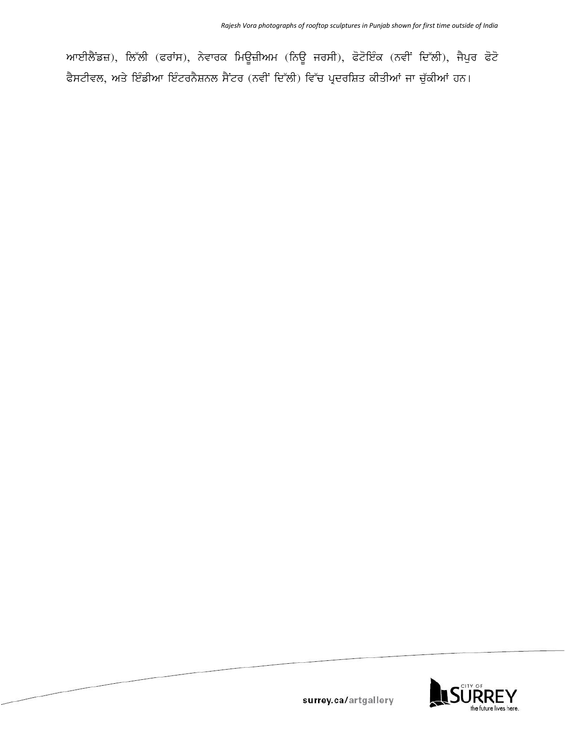ਆਈਲੈਂਡਜ਼), ਲਿੱਲੀ (ਫਰਾਂਸ), ਨੇਵਾਰਕ ਮਿਊਜ਼ੀਅਮ (ਨਿਊ ਜਰਸੀ), ਫੋਟੋਇੰਕ (ਨਵੀਂ ਦਿੱਲੀ), ਜੈਪੁਰ ਫੋਟੋ ਫੈਸਟੀਵਲ, ਅਤੇ ਇੰਡੀਆ ਇੰਟਰਨੈਸ਼ਨਲ ਸੈਂਟਰ (ਨਵੀਂ ਦਿੱਲੀ) ਵਿੱਚ ਪ੍ਰਦਰਸ਼ਿਤ ਕੀਤੀਆਂ ਜਾ ਚੁੱਕੀਆਂ ਹਨ।